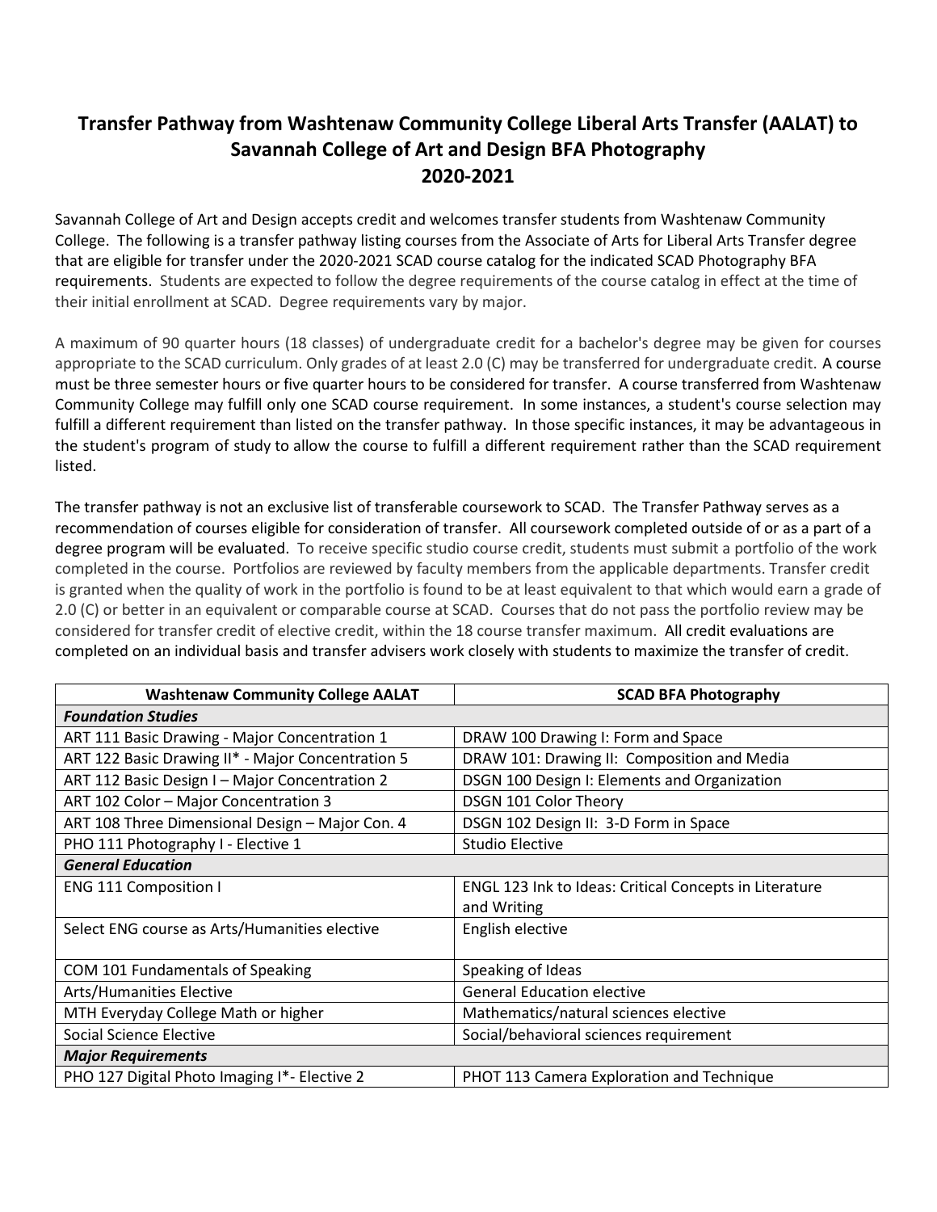# Transfer Pathway from Washtenaw Community College Liberal Arts Transfer (AALAT) to Savannah College of Art and Design BFA Photography 2020-2021

Savannah College of Art and Design accepts credit and welcomes transfer students from Washtenaw Community College. The following is a transfer pathway listing courses from the Associate of Arts for Liberal Arts Transfer degree that are eligible for transfer under the 2020-2021 SCAD course catalog for the indicated SCAD Photography BFA requirements. Students are expected to follow the degree requirements of the course catalog in effect at the time of their initial enrollment at SCAD. Degree requirements vary by major.

A maximum of 90 quarter hours (18 classes) of undergraduate credit for a bachelor's degree may be given for courses appropriate to the SCAD curriculum. Only grades of at least 2.0 (C) may be transferred for undergraduate credit. A course must be three semester hours or five quarter hours to be considered for transfer. A course transferred from Washtenaw Community College may fulfill only one SCAD course requirement. In some instances, a student's course selection may fulfill a different requirement than listed on the transfer pathway. In those specific instances, it may be advantageous in the student's program of study to allow the course to fulfill a different requirement rather than the SCAD requirement listed.

The transfer pathway is not an exclusive list of transferable coursework to SCAD. The Transfer Pathway serves as a recommendation of courses eligible for consideration of transfer. All coursework completed outside of or as a part of a degree program will be evaluated. To receive specific studio course credit, students must submit a portfolio of the work completed in the course. Portfolios are reviewed by faculty members from the applicable departments. Transfer credit is granted when the quality of work in the portfolio is found to be at least equivalent to that which would earn a grade of 2.0 (C) or better in an equivalent or comparable course at SCAD. Courses that do not pass the portfolio review may be considered for transfer credit of elective credit, within the 18 course transfer maximum. All credit evaluations are completed on an individual basis and transfer advisers work closely with students to maximize the transfer of credit.

| Washtenaw Community College AALAT | SCAD BFA Photography |
|---|---|
| ***Foundation Studies*** | |
| ART 111 Basic Drawing - Major Concentration 1 | DRAW 100 Drawing I: Form and Space |
| ART 122 Basic Drawing II* - Major Concentration 5 | DRAW 101: Drawing II: Composition and Media |
| ART 112 Basic Design I – Major Concentration 2 | DSGN 100 Design I: Elements and Organization |
| ART 102 Color – Major Concentration 3 | DSGN 101 Color Theory |
| ART 108 Three Dimensional Design – Major Con. 4 | DSGN 102 Design II: 3-D Form in Space |
| PHO 111 Photography I - Elective 1 | Studio Elective |
| ***General Education*** | |
| ENG 111 Composition I | ENGL 123 Ink to Ideas: Critical Concepts in Literature and Writing |
| Select ENG course as Arts/Humanities elective | English elective |
| COM 101 Fundamentals of Speaking | Speaking of Ideas |
| Arts/Humanities Elective | General Education elective |
| MTH Everyday College Math or higher | Mathematics/natural sciences elective |
| Social Science Elective | Social/behavioral sciences requirement |
| ***Major Requirements*** | |
| PHO 127 Digital Photo Imaging I*- Elective 2 | PHOT 113 Camera Exploration and Technique |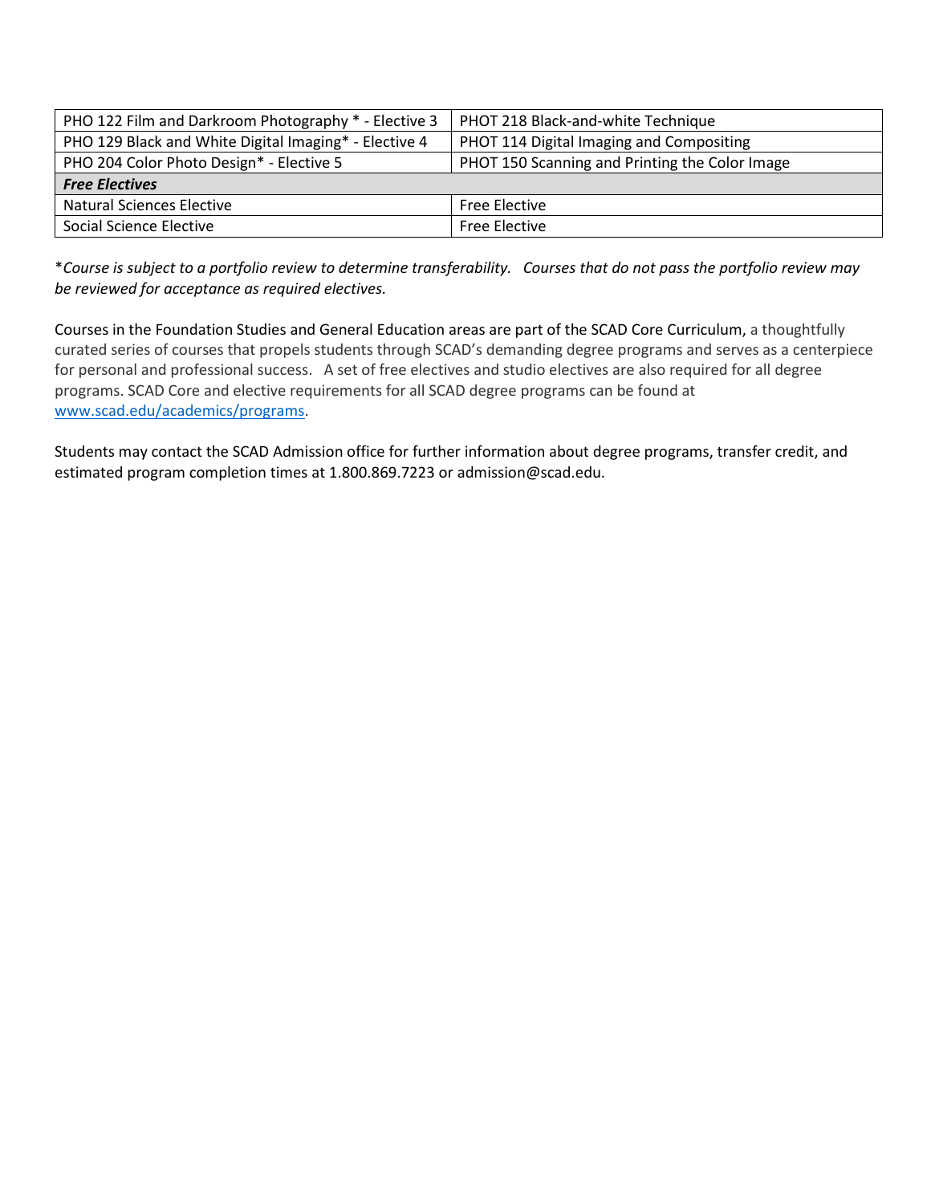| | |
|---|---|
| PHO 122 Film and Darkroom Photography * - Elective 3 | PHOT 218 Black-and-white Technique |
| PHO 129 Black and White Digital Imaging* - Elective 4 | PHOT 114 Digital Imaging and Compositing |
| PHO 204 Color Photo Design* - Elective 5 | PHOT 150 Scanning and Printing the Color Image |
| ***Free Electives*** | |
| Natural Sciences Elective | Free Elective |
| Social Science Elective | Free Elective |

\**Course is subject to a portfolio review to determine transferability. Courses that do not pass the portfolio review may be reviewed for acceptance as required electives.*

Courses in the Foundation Studies and General Education areas are part of the SCAD Core Curriculum, a thoughtfully curated series of courses that propels students through SCAD's demanding degree programs and serves as a centerpiece for personal and professional success. A set of free electives and studio electives are also required for all degree programs. SCAD Core and elective requirements for all SCAD degree programs can be found at [www.scad.edu/academics/programs](http://www.scad.edu/academics/programs).

Students may contact the SCAD Admission office for further information about degree programs, transfer credit, and estimated program completion times at 1.800.869.7223 or admission@scad.edu.